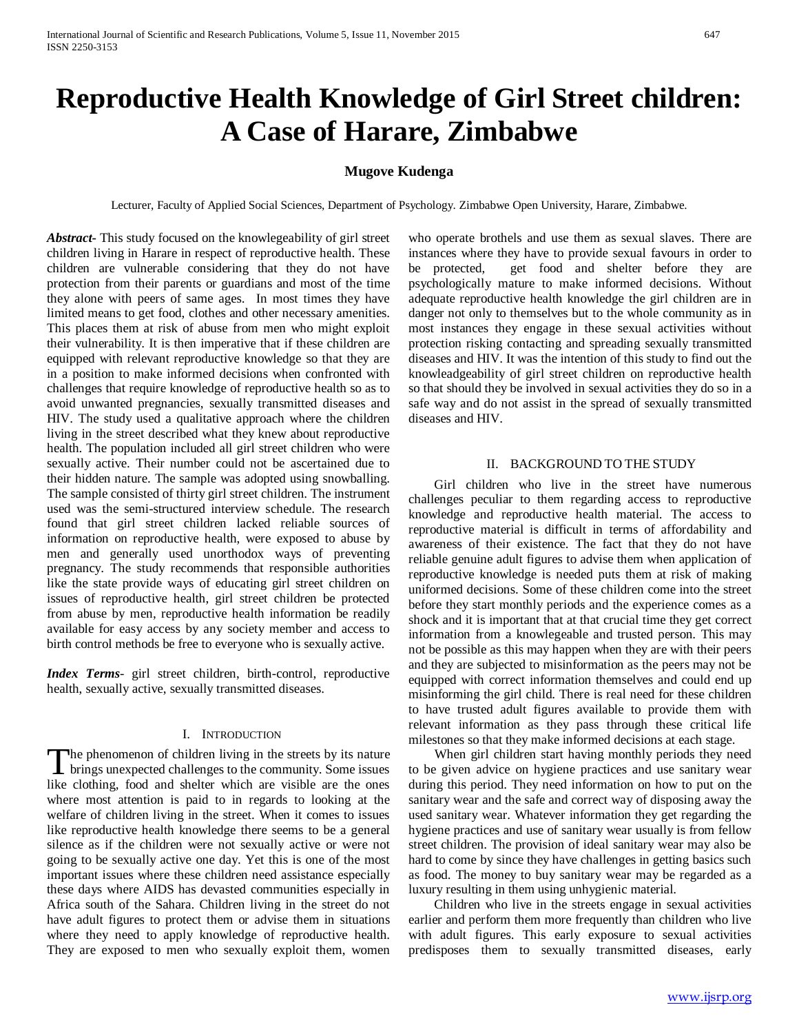# Reproducing Health Knowledge of Girl Street children: A Case of Harare, Zimbabwe

**Mugove Kudenga**

Lecturer, Faculty of Applied Social Sciences, Department of Psychology. Zimbabwe Open University, Harare, Zimbabwe.

***Abstract-*** This study focused on the knowlegeability of girl street children living in Harare in respect of reproductive health. These children are vulnerable considering that they do not have protection from their parents or guardians and most of the time they alone with peers of same ages. In most times they have limited means to get food, clothes and other necessary amenities. This places them at risk of abuse from men who might exploit their vulnerability. It is then imperative that if these children are equipped with relevant reproductive knowledge so that they are in a position to make informed decisions when confronted with challenges that require knowledge of reproductive health so as to avoid unwanted pregnancies, sexually transmitted diseases and HIV. The study used a qualitative approach where the children living in the street described what they knew about reproductive health. The population included all girl street children who were sexually active. Their number could not be ascertained due to their hidden nature. The sample was adopted using snowballing. The sample consisted of thirty girl street children. The instrument used was the semi-structured interview schedule. The research found that girl street children lacked reliable sources of information on reproductive health, were exposed to abuse by men and generally used unorthodox ways of preventing pregnancy. The study recommends that responsible authorities like the state provide ways of educating girl street children on issues of reproductive health, girl street children be protected from abuse by men, reproductive health information be readily available for easy access by any society member and access to birth control methods be free to everyone who is sexually active.

***Index Terms-*** girl street children, birth-control, reproductive health, sexually active, sexually transmitted diseases.

## I. Introduction

The phenomenon of children living in the streets by its nature brings unexpected challenges to the community. Some issues like clothing, food and shelter which are visible are the ones where most attention is paid to in regards to looking at the welfare of children living in the street. When it comes to issues like reproductive health knowledge there seems to be a general silence as if the children were not sexually active or were not going to be sexually active one day. Yet this is one of the most important issues where these children need assistance especially these days where AIDS has devasted communities especially in Africa south of the Sahara. Children living in the street do not have adult figures to protect them or advise them in situations where they need to apply knowledge of reproductive health. They are exposed to men who sexually exploit them, women who operate brothels and use them as sexual slaves. There are instances where they have to provide sexual favours in order to be protected, get food and shelter before they are psychologically mature to make informed decisions. Without adequate reproductive health knowledge the girl children are in danger not only to themselves but to the whole community as in most instances they engage in these sexual activities without protection risking contacting and spreading sexually transmitted diseases and HIV. It was the intention of this study to find out the knowleadgeability of girl street children on reproductive health so that should they be involved in sexual activities they do so in a safe way and do not assist in the spread of sexually transmitted diseases and HIV.

## II. Background to the Study

Girl children who live in the street have numerous challenges peculiar to them regarding access to reproductive knowledge and reproductive health material. The access to reproductive material is difficult in terms of affordability and awareness of their existence. The fact that they do not have reliable genuine adult figures to advise them when application of reproductive knowledge is needed puts them at risk of making uniformed decisions. Some of these children come into the street before they start monthly periods and the experience comes as a shock and it is important that at that crucial time they get correct information from a knowlegeable and trusted person. This may not be possible as this may happen when they are with their peers and they are subjected to misinformation as the peers may not be equipped with correct information themselves and could end up misinforming the girl child. There is real need for these children to have trusted adult figures available to provide them with relevant information as they pass through these critical life milestones so that they make informed decisions at each stage.

When girl children start having monthly periods they need to be given advice on hygiene practices and use sanitary wear during this period. They need information on how to put on the sanitary wear and the safe and correct way of disposing away the used sanitary wear. Whatever information they get regarding the hygiene practices and use of sanitary wear usually is from fellow street children. The provision of ideal sanitary wear may also be hard to come by since they have challenges in getting basics such as food. The money to buy sanitary wear may be regarded as a luxury resulting in them using unhygienic material.

Children who live in the streets engage in sexual activities earlier and perform them more frequently than children who live with adult figures. This early exposure to sexual activities predisposes them to sexually transmitted diseases, early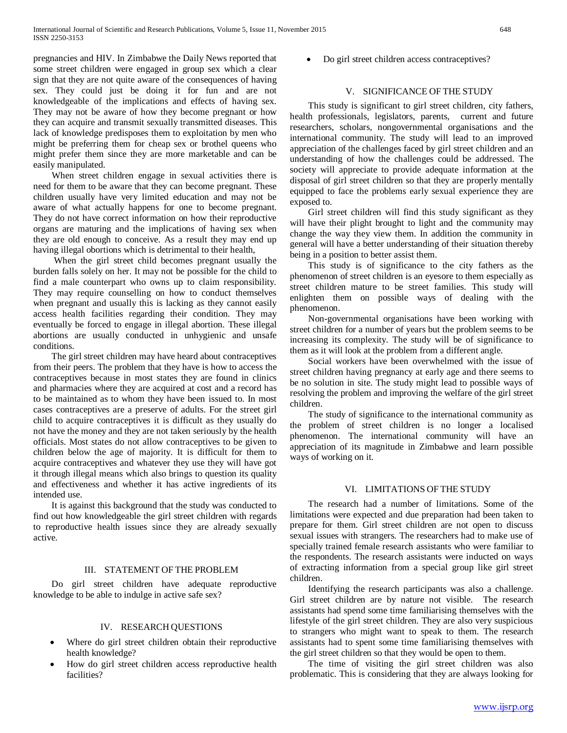pregnancies and HIV. In Zimbabwe the Daily News reported that some street children were engaged in group sex which a clear sign that they are not quite aware of the consequences of having sex. They could just be doing it for fun and are not knowledgeable of the implications and effects of having sex. They may not be aware of how they become pregnant or how they can acquire and transmit sexually transmitted diseases. This lack of knowledge predisposes them to exploitation by men who might be preferring them for cheap sex or brothel queens who might prefer them since they are more marketable and can be easily manipulated.

When street children engage in sexual activities there is need for them to be aware that they can become pregnant. These children usually have very limited education and may not be aware of what actually happens for one to become pregnant. They do not have correct information on how their reproductive organs are maturing and the implications of having sex when they are old enough to conceive. As a result they may end up having illegal obortions which is detrimental to their health,

When the girl street child becomes pregnant usually the burden falls solely on her. It may not be possible for the child to find a male counterpart who owns up to claim responsibility. They may require counselling on how to conduct themselves when pregnant and usually this is lacking as they cannot easily access health facilities regarding their condition. They may eventually be forced to engage in illegal abortion. These illegal abortions are usually conducted in unhygienic and unsafe conditions.

The girl street children may have heard about contraceptives from their peers. The problem that they have is how to access the contraceptives because in most states they are found in clinics and pharmacies where they are acquired at cost and a record has to be maintained as to whom they have been issued to. In most cases contraceptives are a preserve of adults. For the street girl child to acquire contraceptives it is difficult as they usually do not have the money and they are not taken seriously by the health officials. Most states do not allow contraceptives to be given to children below the age of majority. It is difficult for them to acquire contraceptives and whatever they use they will have got it through illegal means which also brings to question its quality and effectiveness and whether it has active ingredients of its intended use.

It is against this background that the study was conducted to find out how knowledgeable the girl street children with regards to reproductive health issues since they are already sexually active.

## III. STATEMENT OF THE PROBLEM

Do girl street children have adequate reproductive knowledge to be able to indulge in active safe sex?

## IV. RESEARCH QUESTIONS

- Where do girl street children obtain their reproductive health knowledge?
- How do girl street children access reproductive health facilities?
- Do girl street children access contraceptives?

## V. SIGNIFICANCE OF THE STUDY

This study is significant to girl street children, city fathers, health professionals, legislators, parents, current and future researchers, scholars, nongovernmental organisations and the international community. The study will lead to an improved appreciation of the challenges faced by girl street children and an understanding of how the challenges could be addressed. The society will appreciate to provide adequate information at the disposal of girl street children so that they are properly mentally equipped to face the problems early sexual experience they are exposed to.

Girl street children will find this study significant as they will have their plight brought to light and the community may change the way they view them. In addition the community in general will have a better understanding of their situation thereby being in a position to better assist them.

This study is of significance to the city fathers as the phenomenon of street children is an eyesore to them especially as street children mature to be street families. This study will enlighten them on possible ways of dealing with the phenomenon.

Non-governmental organisations have been working with street children for a number of years but the problem seems to be increasing its complexity. The study will be of significance to them as it will look at the problem from a different angle.

Social workers have been overwhelmed with the issue of street children having pregnancy at early age and there seems to be no solution in site. The study might lead to possible ways of resolving the problem and improving the welfare of the girl street children.

The study of significance to the international community as the problem of street children is no longer a localised phenomenon. The international community will have an appreciation of its magnitude in Zimbabwe and learn possible ways of working on it.

## VI. LIMITATIONS OF THE STUDY

The research had a number of limitations. Some of the limitations were expected and due preparation had been taken to prepare for them. Girl street children are not open to discuss sexual issues with strangers. The researchers had to make use of specially trained female research assistants who were familiar to the respondents. The research assistants were inducted on ways of extracting information from a special group like girl street children.

Identifying the research participants was also a challenge. Girl street children are by nature not visible. The research assistants had spend some time familiarising themselves with the lifestyle of the girl street children. They are also very suspicious to strangers who might want to speak to them. The research assistants had to spent some time familiarising themselves with the girl street children so that they would be open to them.

The time of visiting the girl street children was also problematic. This is considering that they are always looking for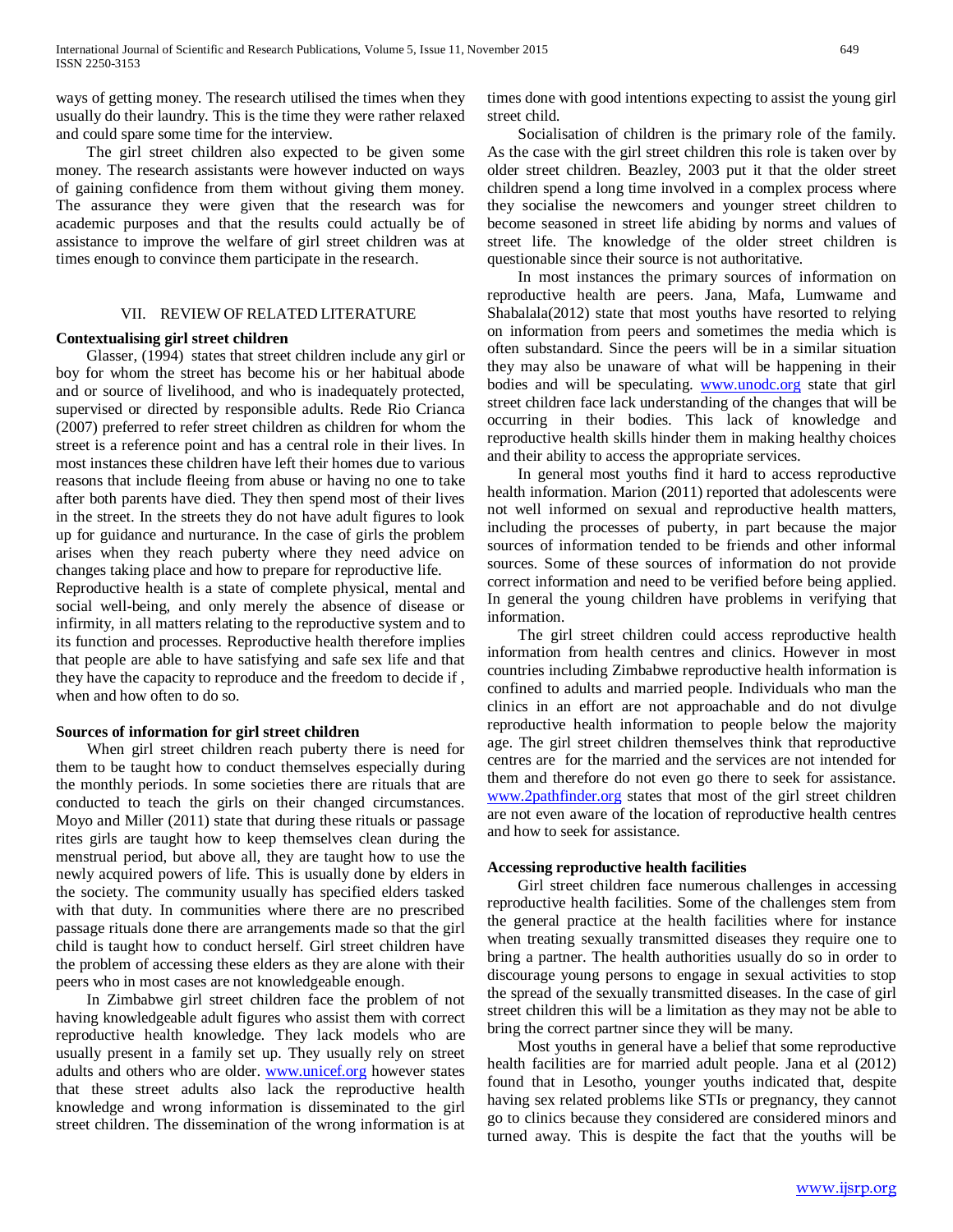ways of getting money. The research utilised the times when they usually do their laundry. This is the time they were rather relaxed and could spare some time for the interview.

The girl street children also expected to be given some money. The research assistants were however inducted on ways of gaining confidence from them without giving them money. The assurance they were given that the research was for academic purposes and that the results could actually be of assistance to improve the welfare of girl street children was at times enough to convince them participate in the research.

## VII. Review of Related Literature

**Contextualising girl street children**

Glasser, (1994) states that street children include any girl or boy for whom the street has become his or her habitual abode and or source of livelihood, and who is inadequately protected, supervised or directed by responsible adults. Rede Rio Crianca (2007) preferred to refer street children as children for whom the street is a reference point and has a central role in their lives. In most instances these children have left their homes due to various reasons that include fleeing from abuse or having no one to take after both parents have died. They then spend most of their lives in the street. In the streets they do not have adult figures to look up for guidance and nurturance. In the case of girls the problem arises when they reach puberty where they need advice on changes taking place and how to prepare for reproductive life.

Reproductive health is a state of complete physical, mental and social well-being, and only merely the absence of disease or infirmity, in all matters relating to the reproductive system and to its function and processes. Reproductive health therefore implies that people are able to have satisfying and safe sex life and that they have the capacity to reproduce and the freedom to decide if , when and how often to do so.

**Sources of information for girl street children**

When girl street children reach puberty there is need for them to be taught how to conduct themselves especially during the monthly periods. In some societies there are rituals that are conducted to teach the girls on their changed circumstances. Moyo and Miller (2011) state that during these rituals or passage rites girls are taught how to keep themselves clean during the menstrual period, but above all, they are taught how to use the newly acquired powers of life. This is usually done by elders in the society. The community usually has specified elders tasked with that duty. In communities where there are no prescribed passage rituals done there are arrangements made so that the girl child is taught how to conduct herself. Girl street children have the problem of accessing these elders as they are alone with their peers who in most cases are not knowledgeable enough.

In Zimbabwe girl street children face the problem of not having knowledgeable adult figures who assist them with correct reproductive health knowledge. They lack models who are usually present in a family set up. They usually rely on street adults and others who are older. www.unicef.org however states that these street adults also lack the reproductive health knowledge and wrong information is disseminated to the girl street children. The dissemination of the wrong information is at times done with good intentions expecting to assist the young girl street child.

Socialisation of children is the primary role of the family. As the case with the girl street children this role is taken over by older street children. Beazley, 2003 put it that the older street children spend a long time involved in a complex process where they socialise the newcomers and younger street children to become seasoned in street life abiding by norms and values of street life. The knowledge of the older street children is questionable since their source is not authoritative.

In most instances the primary sources of information on reproductive health are peers. Jana, Mafa, Lumwame and Shabalala(2012) state that most youths have resorted to relying on information from peers and sometimes the media which is often substandard. Since the peers will be in a similar situation they may also be unaware of what will be happening in their bodies and will be speculating. www.unodc.org state that girl street children face lack understanding of the changes that will be occurring in their bodies. This lack of knowledge and reproductive health skills hinder them in making healthy choices and their ability to access the appropriate services.

In general most youths find it hard to access reproductive health information. Marion (2011) reported that adolescents were not well informed on sexual and reproductive health matters, including the processes of puberty, in part because the major sources of information tended to be friends and other informal sources. Some of these sources of information do not provide correct information and need to be verified before being applied. In general the young children have problems in verifying that information.

The girl street children could access reproductive health information from health centres and clinics. However in most countries including Zimbabwe reproductive health information is confined to adults and married people. Individuals who man the clinics in an effort are not approachable and do not divulge reproductive health information to people below the majority age. The girl street children themselves think that reproductive centres are for the married and the services are not intended for them and therefore do not even go there to seek for assistance. www.2pathfinder.org states that most of the girl street children are not even aware of the location of reproductive health centres and how to seek for assistance.

**Accessing reproductive health facilities**

Girl street children face numerous challenges in accessing reproductive health facilities. Some of the challenges stem from the general practice at the health facilities where for instance when treating sexually transmitted diseases they require one to bring a partner. The health authorities usually do so in order to discourage young persons to engage in sexual activities to stop the spread of the sexually transmitted diseases. In the case of girl street children this will be a limitation as they may not be able to bring the correct partner since they will be many.

Most youths in general have a belief that some reproductive health facilities are for married adult people. Jana et al (2012) found that in Lesotho, younger youths indicated that, despite having sex related problems like STIs or pregnancy, they cannot go to clinics because they considered are considered minors and turned away. This is despite the fact that the youths will be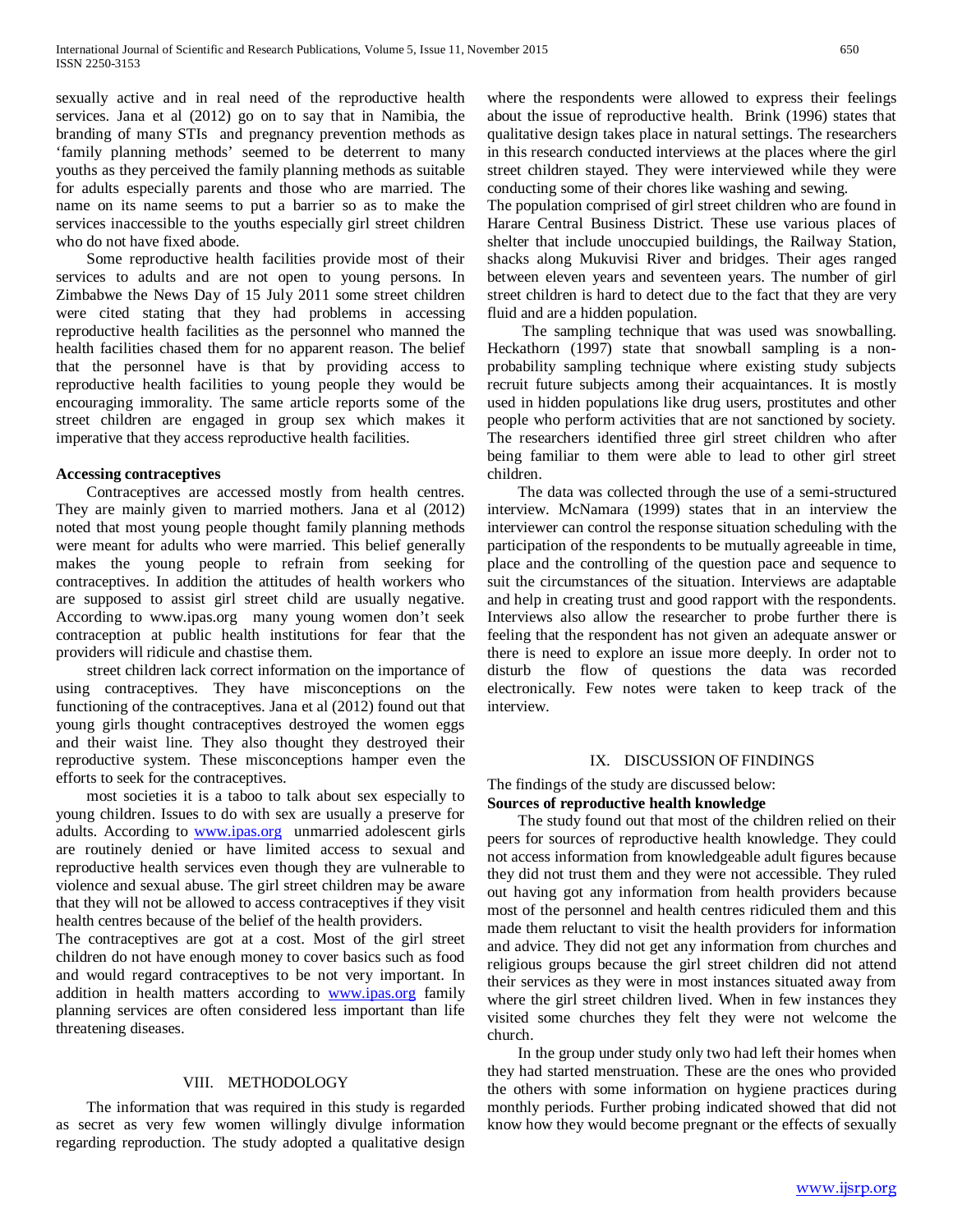sexually active and in real need of the reproductive health services. Jana et al (2012) go on to say that in Namibia, the branding of many STIs and pregnancy prevention methods as 'family planning methods' seemed to be deterrent to many youths as they perceived the family planning methods as suitable for adults especially parents and those who are married. The name on its name seems to put a barrier so as to make the services inaccessible to the youths especially girl street children who do not have fixed abode.

Some reproductive health facilities provide most of their services to adults and are not open to young persons. In Zimbabwe the News Day of 15 July 2011 some street children were cited stating that they had problems in accessing reproductive health facilities as the personnel who manned the health facilities chased them for no apparent reason. The belief that the personnel have is that by providing access to reproductive health facilities to young people they would be encouraging immorality. The same article reports some of the street children are engaged in group sex which makes it imperative that they access reproductive health facilities.

**Accessing contraceptives**

Contraceptives are accessed mostly from health centres. They are mainly given to married mothers. Jana et al (2012) noted that most young people thought family planning methods were meant for adults who were married. This belief generally makes the young people to refrain from seeking for contraceptives. In addition the attitudes of health workers who are supposed to assist girl street child are usually negative. According to www.ipas.org many young women don't seek contraception at public health institutions for fear that the providers will ridicule and chastise them.

street children lack correct information on the importance of using contraceptives. They have misconceptions on the functioning of the contraceptives. Jana et al (2012) found out that young girls thought contraceptives destroyed the women eggs and their waist line. They also thought they destroyed their reproductive system. These misconceptions hamper even the efforts to seek for the contraceptives.

most societies it is a taboo to talk about sex especially to young children. Issues to do with sex are usually a preserve for adults. According to www.ipas.org unmarried adolescent girls are routinely denied or have limited access to sexual and reproductive health services even though they are vulnerable to violence and sexual abuse. The girl street children may be aware that they will not be allowed to access contraceptives if they visit health centres because of the belief of the health providers.

The contraceptives are got at a cost. Most of the girl street children do not have enough money to cover basics such as food and would regard contraceptives to be not very important. In addition in health matters according to www.ipas.org family planning services are often considered less important than life threatening diseases.

## VIII. METHODOLOGY

The information that was required in this study is regarded as secret as very few women willingly divulge information regarding reproduction. The study adopted a qualitative design where the respondents were allowed to express their feelings about the issue of reproductive health. Brink (1996) states that qualitative design takes place in natural settings. The researchers in this research conducted interviews at the places where the girl street children stayed. They were interviewed while they were conducting some of their chores like washing and sewing.

The population comprised of girl street children who are found in Harare Central Business District. These use various places of shelter that include unoccupied buildings, the Railway Station, shacks along Mukuvisi River and bridges. Their ages ranged between eleven years and seventeen years. The number of girl street children is hard to detect due to the fact that they are very fluid and are a hidden population.

The sampling technique that was used was snowballing. Heckathorn (1997) state that snowball sampling is a non-probability sampling technique where existing study subjects recruit future subjects among their acquaintances. It is mostly used in hidden populations like drug users, prostitutes and other people who perform activities that are not sanctioned by society. The researchers identified three girl street children who after being familiar to them were able to lead to other girl street children.

The data was collected through the use of a semi-structured interview. McNamara (1999) states that in an interview the interviewer can control the response situation scheduling with the participation of the respondents to be mutually agreeable in time, place and the controlling of the question pace and sequence to suit the circumstances of the situation. Interviews are adaptable and help in creating trust and good rapport with the respondents. Interviews also allow the researcher to probe further there is feeling that the respondent has not given an adequate answer or there is need to explore an issue more deeply. In order not to disturb the flow of questions the data was recorded electronically. Few notes were taken to keep track of the interview.

## IX. DISCUSSION OF FINDINGS

The findings of the study are discussed below:

**Sources of reproductive health knowledge**

The study found out that most of the children relied on their peers for sources of reproductive health knowledge. They could not access information from knowledgeable adult figures because they did not trust them and they were not accessible. They ruled out having got any information from health providers because most of the personnel and health centres ridiculed them and this made them reluctant to visit the health providers for information and advice. They did not get any information from churches and religious groups because the girl street children did not attend their services as they were in most instances situated away from where the girl street children lived. When in few instances they visited some churches they felt they were not welcome the church.

In the group under study only two had left their homes when they had started menstruation. These are the ones who provided the others with some information on hygiene practices during monthly periods. Further probing indicated showed that did not know how they would become pregnant or the effects of sexually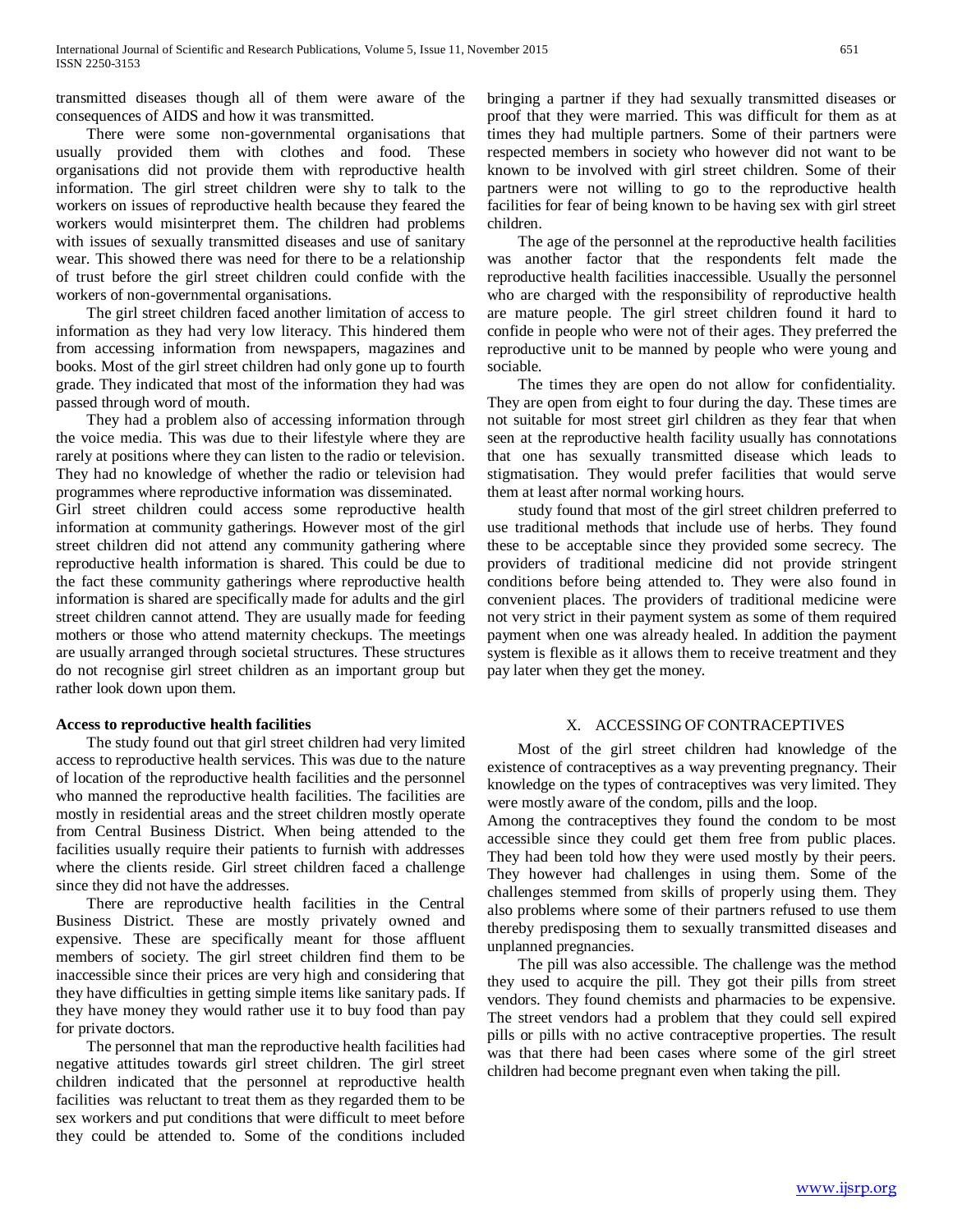transmitted diseases though all of them were aware of the consequences of AIDS and how it was transmitted.

There were some non-governmental organisations that usually provided them with clothes and food. These organisations did not provide them with reproductive health information. The girl street children were shy to talk to the workers on issues of reproductive health because they feared the workers would misinterpret them. The children had problems with issues of sexually transmitted diseases and use of sanitary wear. This showed there was need for there to be a relationship of trust before the girl street children could confide with the workers of non-governmental organisations.

The girl street children faced another limitation of access to information as they had very low literacy. This hindered them from accessing information from newspapers, magazines and books. Most of the girl street children had only gone up to fourth grade. They indicated that most of the information they had was passed through word of mouth.

They had a problem also of accessing information through the voice media. This was due to their lifestyle where they are rarely at positions where they can listen to the radio or television. They had no knowledge of whether the radio or television had programmes where reproductive information was disseminated.

Girl street children could access some reproductive health information at community gatherings. However most of the girl street children did not attend any community gathering where reproductive health information is shared. This could be due to the fact these community gatherings where reproductive health information is shared are specifically made for adults and the girl street children cannot attend. They are usually made for feeding mothers or those who attend maternity checkups. The meetings are usually arranged through societal structures. These structures do not recognise girl street children as an important group but rather look down upon them.

**Access to reproductive health facilities**

The study found out that girl street children had very limited access to reproductive health services. This was due to the nature of location of the reproductive health facilities and the personnel who manned the reproductive health facilities. The facilities are mostly in residential areas and the street children mostly operate from Central Business District. When being attended to the facilities usually require their patients to furnish with addresses where the clients reside. Girl street children faced a challenge since they did not have the addresses.

There are reproductive health facilities in the Central Business District. These are mostly privately owned and expensive. These are specifically meant for those affluent members of society. The girl street children find them to be inaccessible since their prices are very high and considering that they have difficulties in getting simple items like sanitary pads. If they have money they would rather use it to buy food than pay for private doctors.

The personnel that man the reproductive health facilities had negative attitudes towards girl street children. The girl street children indicated that the personnel at reproductive health facilities was reluctant to treat them as they regarded them to be sex workers and put conditions that were difficult to meet before they could be attended to. Some of the conditions included bringing a partner if they had sexually transmitted diseases or proof that they were married. This was difficult for them as at times they had multiple partners. Some of their partners were respected members in society who however did not want to be known to be involved with girl street children. Some of their partners were not willing to go to the reproductive health facilities for fear of being known to be having sex with girl street children.

The age of the personnel at the reproductive health facilities was another factor that the respondents felt made the reproductive health facilities inaccessible. Usually the personnel who are charged with the responsibility of reproductive health are mature people. The girl street children found it hard to confide in people who were not of their ages. They preferred the reproductive unit to be manned by people who were young and sociable.

The times they are open do not allow for confidentiality. They are open from eight to four during the day. These times are not suitable for most street girl children as they fear that when seen at the reproductive health facility usually has connotations that one has sexually transmitted disease which leads to stigmatisation. They would prefer facilities that would serve them at least after normal working hours.

study found that most of the girl street children preferred to use traditional methods that include use of herbs. They found these to be acceptable since they provided some secrecy. The providers of traditional medicine did not provide stringent conditions before being attended to. They were also found in convenient places. The providers of traditional medicine were not very strict in their payment system as some of them required payment when one was already healed. In addition the payment system is flexible as it allows them to receive treatment and they pay later when they get the money.

## X. ACCESSING OF CONTRACEPTIVES

Most of the girl street children had knowledge of the existence of contraceptives as a way preventing pregnancy. Their knowledge on the types of contraceptives was very limited. They were mostly aware of the condom, pills and the loop.

Among the contraceptives they found the condom to be most accessible since they could get them free from public places. They had been told how they were used mostly by their peers. They however had challenges in using them. Some of the challenges stemmed from skills of properly using them. They also problems where some of their partners refused to use them thereby predisposing them to sexually transmitted diseases and unplanned pregnancies.

The pill was also accessible. The challenge was the method they used to acquire the pill. They got their pills from street vendors. They found chemists and pharmacies to be expensive. The street vendors had a problem that they could sell expired pills or pills with no active contraceptive properties. The result was that there had been cases where some of the girl street children had become pregnant even when taking the pill.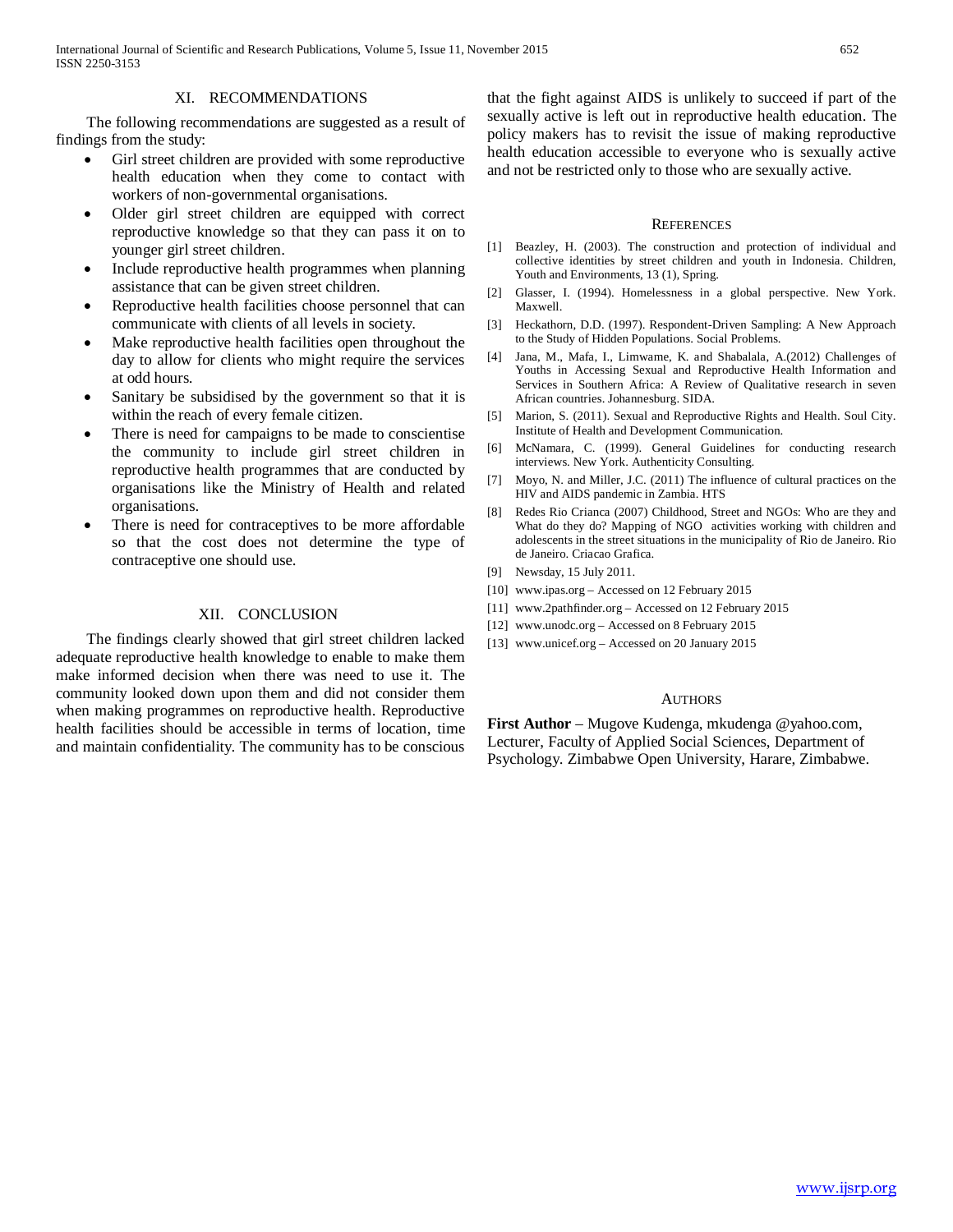## XI. RECOMMENDATIONS

The following recommendations are suggested as a result of findings from the study:

- Girl street children are provided with some reproductive health education when they come to contact with workers of non-governmental organisations.
- Older girl street children are equipped with correct reproductive knowledge so that they can pass it on to younger girl street children.
- Include reproductive health programmes when planning assistance that can be given street children.
- Reproductive health facilities choose personnel that can communicate with clients of all levels in society.
- Make reproductive health facilities open throughout the day to allow for clients who might require the services at odd hours.
- Sanitary be subsidised by the government so that it is within the reach of every female citizen.
- There is need for campaigns to be made to conscientise the community to include girl street children in reproductive health programmes that are conducted by organisations like the Ministry of Health and related organisations.
- There is need for contraceptives to be more affordable so that the cost does not determine the type of contraceptive one should use.

## XII. CONCLUSION

The findings clearly showed that girl street children lacked adequate reproductive health knowledge to enable to make them make informed decision when there was need to use it. The community looked down upon them and did not consider them when making programmes on reproductive health. Reproductive health facilities should be accessible in terms of location, time and maintain confidentiality. The community has to be conscious that the fight against AIDS is unlikely to succeed if part of the sexually active is left out in reproductive health education. The policy makers has to revisit the issue of making reproductive health education accessible to everyone who is sexually active and not be restricted only to those who are sexually active.

## REFERENCES

[1] Beazley, H. (2003). The construction and protection of individual and collective identities by street children and youth in Indonesia. Children, Youth and Environments, 13 (1), Spring.

[2] Glasser, I. (1994). Homelessness in a global perspective. New York. Maxwell.

[3] Heckathorn, D.D. (1997). Respondent-Driven Sampling: A New Approach to the Study of Hidden Populations. Social Problems.

[4] Jana, M., Mafa, I., Limwame, K. and Shabalala, A.(2012) Challenges of Youths in Accessing Sexual and Reproductive Health Information and Services in Southern Africa: A Review of Qualitative research in seven African countries. Johannesburg. SIDA.

[5] Marion, S. (2011). Sexual and Reproductive Rights and Health. Soul City. Institute of Health and Development Communication.

[6] McNamara, C. (1999). General Guidelines for conducting research interviews. New York. Authenticity Consulting.

[7] Moyo, N. and Miller, J.C. (2011) The influence of cultural practices on the HIV and AIDS pandemic in Zambia. HTS

[8] Redes Rio Crianca (2007) Childhood, Street and NGOs: Who are they and What do they do? Mapping of NGO activities working with children and adolescents in the street situations in the municipality of Rio de Janeiro. Rio de Janeiro. Criacao Grafica.

[9] Newsday, 15 July 2011.

[10] www.ipas.org – Accessed on 12 February 2015

[11] www.2pathfinder.org – Accessed on 12 February 2015

[12] www.unodc.org – Accessed on 8 February 2015

[13] www.unicef.org – Accessed on 20 January 2015

## AUTHORS

**First Author** – Mugove Kudenga, mkudenga @yahoo.com, Lecturer, Faculty of Applied Social Sciences, Department of Psychology. Zimbabwe Open University, Harare, Zimbabwe.